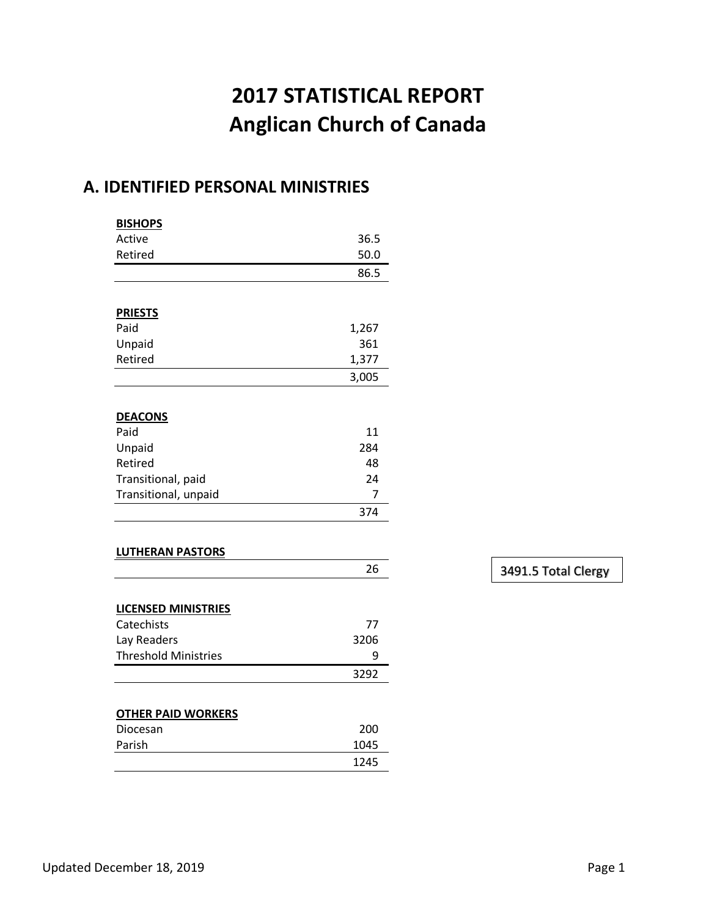# 2017 STATISTICAL REPORT
# Anglican Church of Canada

## A. IDENTIFIED PERSONAL MINISTRIES

| **BISHOPS** | |
|---|---|
| Active | 36.5 |
| Retired | 50.0 |
| | 86.5 |

| **PRIESTS** | |
|---|---|
| Paid | 1,267 |
| Unpaid | 361 |
| Retired | 1,377 |
| | 3,005 |

| **DEACONS** | |
|---|---|
| Paid | 11 |
| Unpaid | 284 |
| Retired | 48 |
| Transitional, paid | 24 |
| Transitional, unpaid | 7 |
| | 374 |

| **LUTHERAN PASTORS** | |
|---|---|
| | 26 |

3491.5 Total Clergy

| **LICENSED MINISTRIES** | |
|---|---|
| Catechists | 77 |
| Lay Readers | 3206 |
| Threshold Ministries | 9 |
| | 3292 |

| **OTHER PAID WORKERS** | |
|---|---|
| Diocesan | 200 |
| Parish | 1045 |
| | 1245 |

Updated December 18, 2019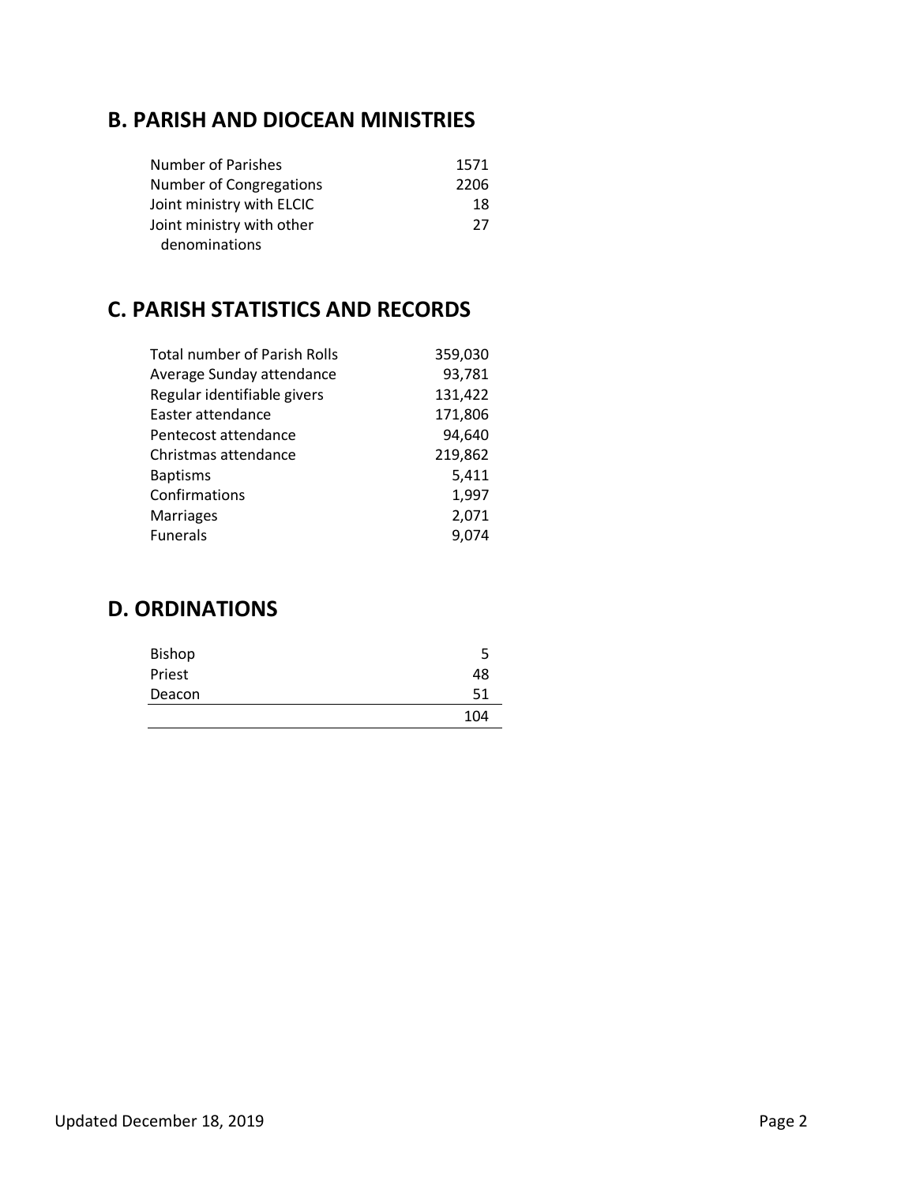## B. PARISH AND DIOCEAN MINISTRIES

| | |
|---|---|
| Number of Parishes | 1571 |
| Number of Congregations | 2206 |
| Joint ministry with ELCIC | 18 |
| Joint ministry with other denominations | 27 |

## C. PARISH STATISTICS AND RECORDS

| | |
|---|---|
| Total number of Parish Rolls | 359,030 |
| Average Sunday attendance | 93,781 |
| Regular identifiable givers | 131,422 |
| Easter attendance | 171,806 |
| Pentecost attendance | 94,640 |
| Christmas attendance | 219,862 |
| Baptisms | 5,411 |
| Confirmations | 1,997 |
| Marriages | 2,071 |
| Funerals | 9,074 |

## D. ORDINATIONS

| | |
|---|---|
| Bishop | 5 |
| Priest | 48 |
| Deacon | 51 |
| | 104 |

Updated December 18, 2019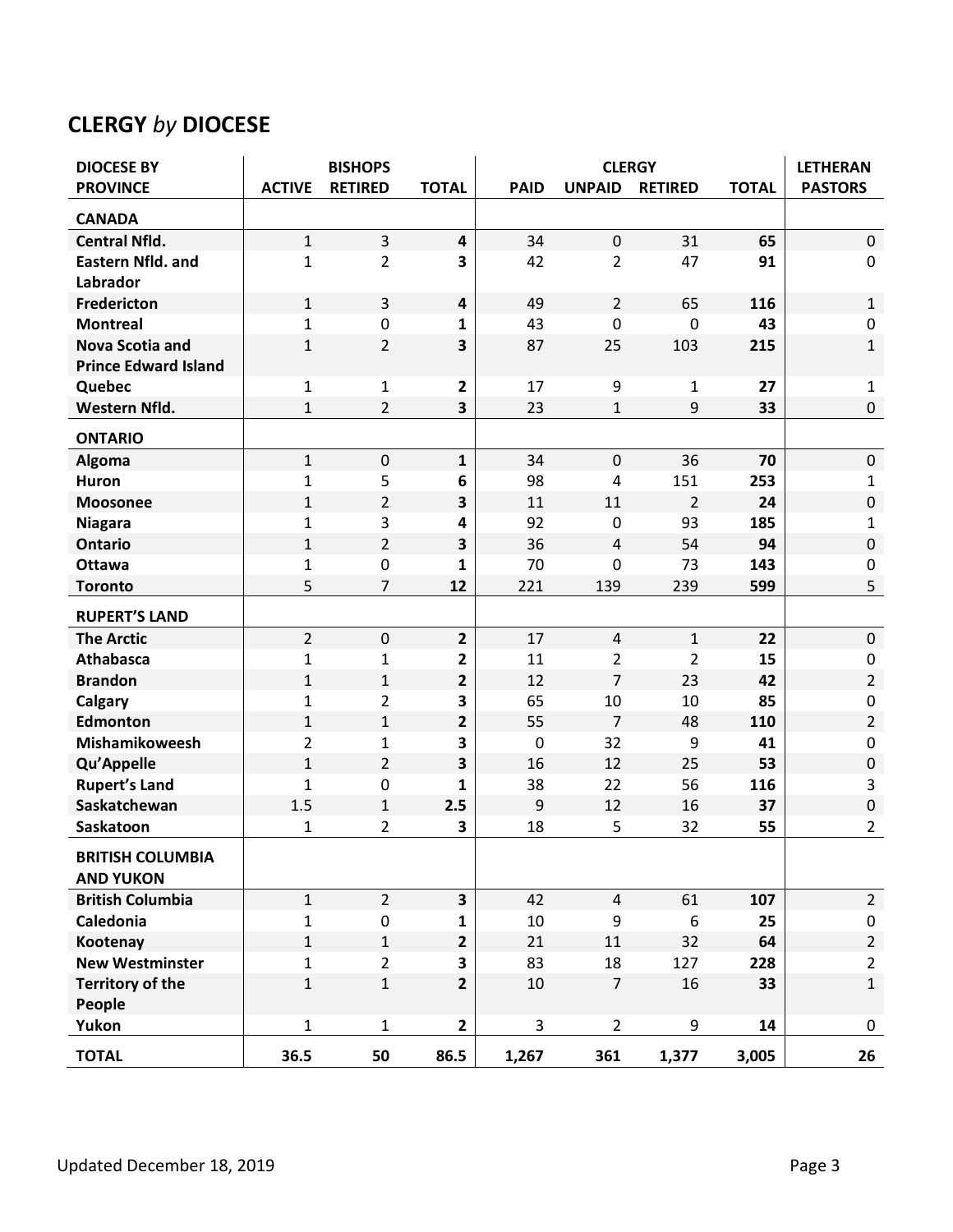## **CLERGY** *by* **DIOCESE**

| DIOCESE BY | BISHOPS | | | CLERGY | | | | LETHERAN |
|---|---|---|---|---|---|---|---|---|
| PROVINCE | ACTIVE | RETIRED | TOTAL | PAID | UNPAID | RETIRED | TOTAL | PASTORS |
| **CANADA** | | | | | | | | |
| **Central Nfld.** | 1 | 3 | **4** | 34 | 0 | 31 | **65** | 0 |
| **Eastern Nfld. and Labrador** | 1 | 2 | **3** | 42 | 2 | 47 | **91** | 0 |
| **Fredericton** | 1 | 3 | **4** | 49 | 2 | 65 | **116** | 1 |
| **Montreal** | 1 | 0 | **1** | 43 | 0 | 0 | **43** | 0 |
| **Nova Scotia and Prince Edward Island** | 1 | 2 | **3** | 87 | 25 | 103 | **215** | 1 |
| **Quebec** | 1 | 1 | **2** | 17 | 9 | 1 | **27** | 1 |
| **Western Nfld.** | 1 | 2 | **3** | 23 | 1 | 9 | **33** | 0 |
| **ONTARIO** | | | | | | | | |
| **Algoma** | 1 | 0 | **1** | 34 | 0 | 36 | **70** | 0 |
| **Huron** | 1 | 5 | **6** | 98 | 4 | 151 | **253** | 1 |
| **Moosonee** | 1 | 2 | **3** | 11 | 11 | 2 | **24** | 0 |
| **Niagara** | 1 | 3 | **4** | 92 | 0 | 93 | **185** | 1 |
| **Ontario** | 1 | 2 | **3** | 36 | 4 | 54 | **94** | 0 |
| **Ottawa** | 1 | 0 | **1** | 70 | 0 | 73 | **143** | 0 |
| **Toronto** | 5 | 7 | **12** | 221 | 139 | 239 | **599** | 5 |
| **RUPERT'S LAND** | | | | | | | | |
| **The Arctic** | 2 | 0 | **2** | 17 | 4 | 1 | **22** | 0 |
| **Athabasca** | 1 | 1 | **2** | 11 | 2 | 2 | **15** | 0 |
| **Brandon** | 1 | 1 | **2** | 12 | 7 | 23 | **42** | 2 |
| **Calgary** | 1 | 2 | **3** | 65 | 10 | 10 | **85** | 0 |
| **Edmonton** | 1 | 1 | **2** | 55 | 7 | 48 | **110** | 2 |
| **Mishamikoweesh** | 2 | 1 | **3** | 0 | 32 | 9 | **41** | 0 |
| **Qu'Appelle** | 1 | 2 | **3** | 16 | 12 | 25 | **53** | 0 |
| **Rupert's Land** | 1 | 0 | **1** | 38 | 22 | 56 | **116** | 3 |
| **Saskatchewan** | 1.5 | 1 | **2.5** | 9 | 12 | 16 | **37** | 0 |
| **Saskatoon** | 1 | 2 | **3** | 18 | 5 | 32 | **55** | 2 |
| **BRITISH COLUMBIA AND YUKON** | | | | | | | | |
| **British Columbia** | 1 | 2 | **3** | 42 | 4 | 61 | **107** | 2 |
| **Caledonia** | 1 | 0 | **1** | 10 | 9 | 6 | **25** | 0 |
| **Kootenay** | 1 | 1 | **2** | 21 | 11 | 32 | **64** | 2 |
| **New Westminster** | 1 | 2 | **3** | 83 | 18 | 127 | **228** | 2 |
| **Territory of the People** | 1 | 1 | **2** | 10 | 7 | 16 | **33** | 1 |
| **Yukon** | 1 | 1 | **2** | 3 | 2 | 9 | **14** | 0 |
| **TOTAL** | **36.5** | **50** | **86.5** | **1,267** | **361** | **1,377** | **3,005** | **26** |

Updated December 18, 2019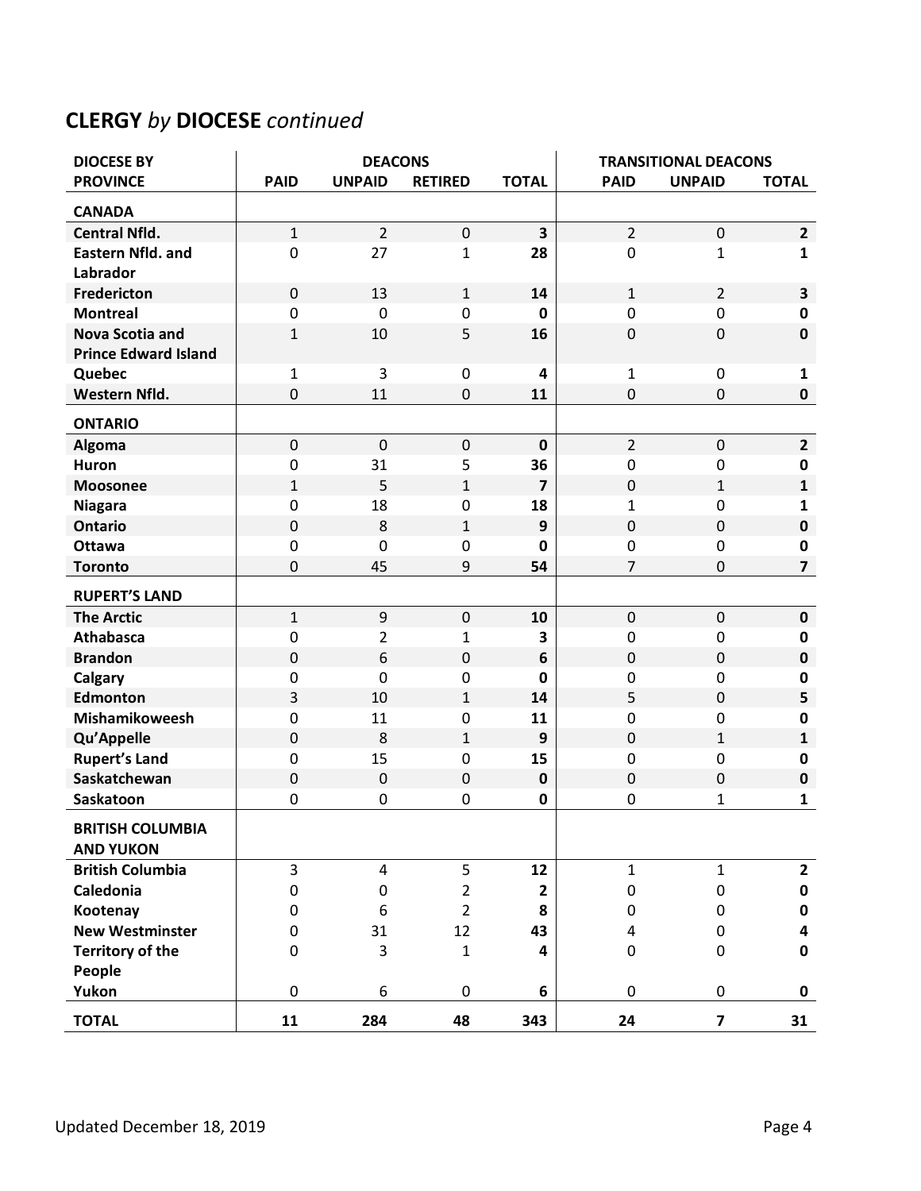## **CLERGY** *by* **DIOCESE** *continued*

| DIOCESE BY PROVINCE | DEACONS | | | | TRANSITIONAL DEACONS | | |
|---|---|---|---|---|---|---|---|
| | PAID | UNPAID | RETIRED | TOTAL | PAID | UNPAID | TOTAL |
| **CANADA** | | | | | | | |
| **Central Nfld.** | 1 | 2 | 0 | **3** | 2 | 0 | **2** |
| **Eastern Nfld. and Labrador** | 0 | 27 | 1 | **28** | 0 | 1 | **1** |
| **Fredericton** | 0 | 13 | 1 | **14** | 1 | 2 | **3** |
| **Montreal** | 0 | 0 | 0 | **0** | 0 | 0 | **0** |
| **Nova Scotia and Prince Edward Island** | 1 | 10 | 5 | **16** | 0 | 0 | **0** |
| **Quebec** | 1 | 3 | 0 | **4** | 1 | 0 | **1** |
| **Western Nfld.** | 0 | 11 | 0 | **11** | 0 | 0 | **0** |
| **ONTARIO** | | | | | | | |
| **Algoma** | 0 | 0 | 0 | **0** | 2 | 0 | **2** |
| **Huron** | 0 | 31 | 5 | **36** | 0 | 0 | **0** |
| **Moosonee** | 1 | 5 | 1 | **7** | 0 | 1 | **1** |
| **Niagara** | 0 | 18 | 0 | **18** | 1 | 0 | **1** |
| **Ontario** | 0 | 8 | 1 | **9** | 0 | 0 | **0** |
| **Ottawa** | 0 | 0 | 0 | **0** | 0 | 0 | **0** |
| **Toronto** | 0 | 45 | 9 | **54** | 7 | 0 | **7** |
| **RUPERT'S LAND** | | | | | | | |
| **The Arctic** | 1 | 9 | 0 | **10** | 0 | 0 | **0** |
| **Athabasca** | 0 | 2 | 1 | **3** | 0 | 0 | **0** |
| **Brandon** | 0 | 6 | 0 | **6** | 0 | 0 | **0** |
| **Calgary** | 0 | 0 | 0 | **0** | 0 | 0 | **0** |
| **Edmonton** | 3 | 10 | 1 | **14** | 5 | 0 | **5** |
| **Mishamikoweesh** | 0 | 11 | 0 | **11** | 0 | 0 | **0** |
| **Qu'Appelle** | 0 | 8 | 1 | **9** | 0 | 1 | **1** |
| **Rupert's Land** | 0 | 15 | 0 | **15** | 0 | 0 | **0** |
| **Saskatchewan** | 0 | 0 | 0 | **0** | 0 | 0 | **0** |
| **Saskatoon** | 0 | 0 | 0 | **0** | 0 | 1 | **1** |
| **BRITISH COLUMBIA AND YUKON** | | | | | | | |
| **British Columbia** | 3 | 4 | 5 | **12** | 1 | 1 | **2** |
| **Caledonia** | 0 | 0 | 2 | **2** | 0 | 0 | **0** |
| **Kootenay** | 0 | 6 | 2 | **8** | 0 | 0 | **0** |
| **New Westminster** | 0 | 31 | 12 | **43** | 4 | 0 | **4** |
| **Territory of the People** | 0 | 3 | 1 | **4** | 0 | 0 | **0** |
| **Yukon** | 0 | 6 | 0 | **6** | 0 | 0 | **0** |
| **TOTAL** | **11** | **284** | **48** | **343** | **24** | **7** | **31** |

Updated December 18, 2019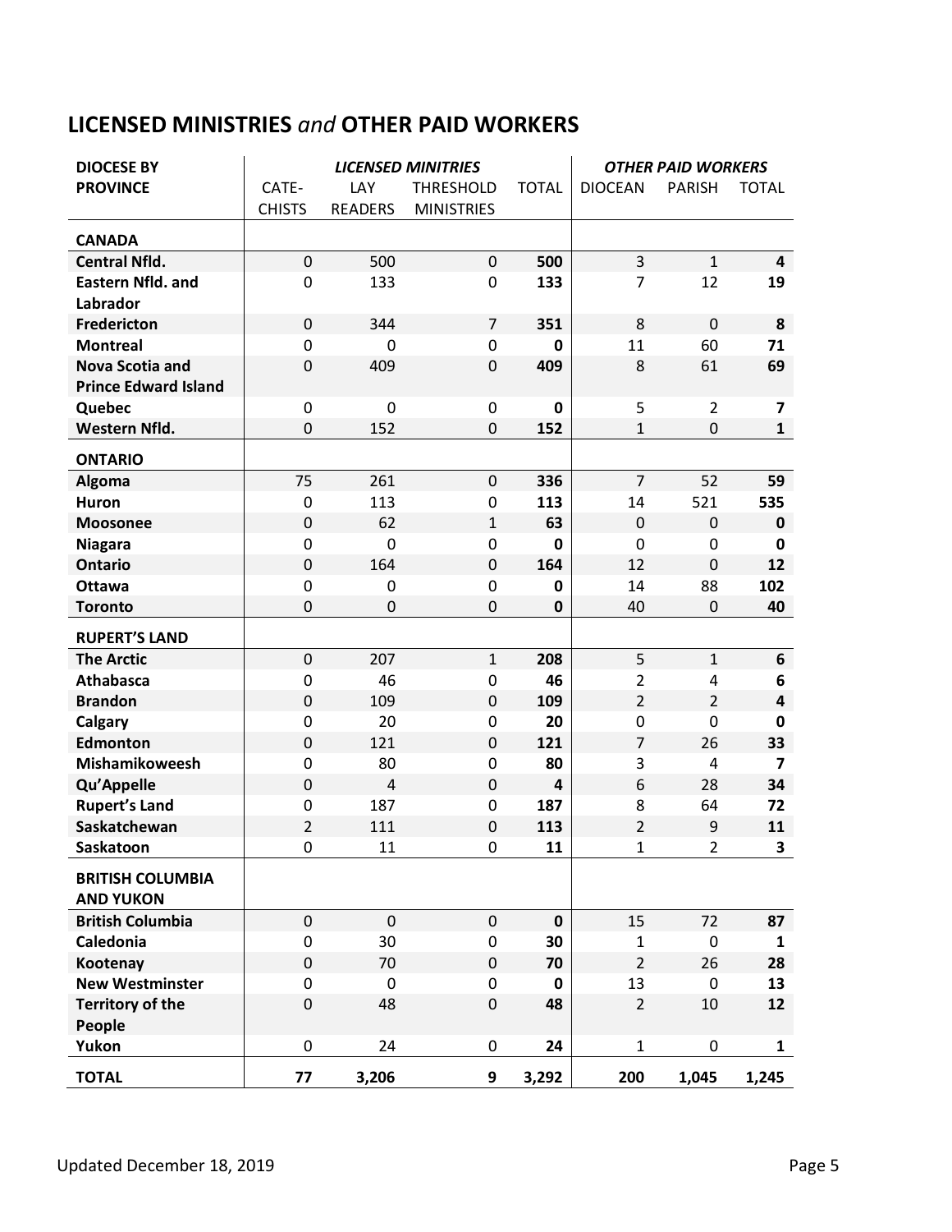## LICENSED MINISTRIES *and* OTHER PAID WORKERS

| DIOCESE BY PROVINCE | *LICENSED MINITRIES* | | | | *OTHER PAID WORKERS* | | |
|---|---|---|---|---|---|---|---|
| | CATE-CHISTS | LAY READERS | THRESHOLD MINISTRIES | TOTAL | DIOCEAN | PARISH | TOTAL |
| **CANADA** | | | | | | | |
| **Central Nfld.** | 0 | 500 | 0 | **500** | 3 | 1 | **4** |
| **Eastern Nfld. and Labrador** | 0 | 133 | 0 | **133** | 7 | 12 | **19** |
| **Fredericton** | 0 | 344 | 7 | **351** | 8 | 0 | **8** |
| **Montreal** | 0 | 0 | 0 | **0** | 11 | 60 | **71** |
| **Nova Scotia and Prince Edward Island** | 0 | 409 | 0 | **409** | 8 | 61 | **69** |
| **Quebec** | 0 | 0 | 0 | **0** | 5 | 2 | **7** |
| **Western Nfld.** | 0 | 152 | 0 | **152** | 1 | 0 | **1** |
| **ONTARIO** | | | | | | | |
| **Algoma** | 75 | 261 | 0 | **336** | 7 | 52 | **59** |
| **Huron** | 0 | 113 | 0 | **113** | 14 | 521 | **535** |
| **Moosonee** | 0 | 62 | 1 | **63** | 0 | 0 | **0** |
| **Niagara** | 0 | 0 | 0 | **0** | 0 | 0 | **0** |
| **Ontario** | 0 | 164 | 0 | **164** | 12 | 0 | **12** |
| **Ottawa** | 0 | 0 | 0 | **0** | 14 | 88 | **102** |
| **Toronto** | 0 | 0 | 0 | **0** | 40 | 0 | **40** |
| **RUPERT'S LAND** | | | | | | | |
| **The Arctic** | 0 | 207 | 1 | **208** | 5 | 1 | **6** |
| **Athabasca** | 0 | 46 | 0 | **46** | 2 | 4 | **6** |
| **Brandon** | 0 | 109 | 0 | **109** | 2 | 2 | **4** |
| **Calgary** | 0 | 20 | 0 | **20** | 0 | 0 | **0** |
| **Edmonton** | 0 | 121 | 0 | **121** | 7 | 26 | **33** |
| **Mishamikoweesh** | 0 | 80 | 0 | **80** | 3 | 4 | **7** |
| **Qu'Appelle** | 0 | 4 | 0 | **4** | 6 | 28 | **34** |
| **Rupert's Land** | 0 | 187 | 0 | **187** | 8 | 64 | **72** |
| **Saskatchewan** | 2 | 111 | 0 | **113** | 2 | 9 | **11** |
| **Saskatoon** | 0 | 11 | 0 | **11** | 1 | 2 | **3** |
| **BRITISH COLUMBIA AND YUKON** | | | | | | | |
| **British Columbia** | 0 | 0 | 0 | **0** | 15 | 72 | **87** |
| **Caledonia** | 0 | 30 | 0 | **30** | 1 | 0 | **1** |
| **Kootenay** | 0 | 70 | 0 | **70** | 2 | 26 | **28** |
| **New Westminster** | 0 | 0 | 0 | **0** | 13 | 0 | **13** |
| **Territory of the People** | 0 | 48 | 0 | **48** | 2 | 10 | **12** |
| **Yukon** | 0 | 24 | 0 | **24** | 1 | 0 | **1** |
| **TOTAL** | **77** | **3,206** | **9** | **3,292** | **200** | **1,045** | **1,245** |

Updated December 18, 2019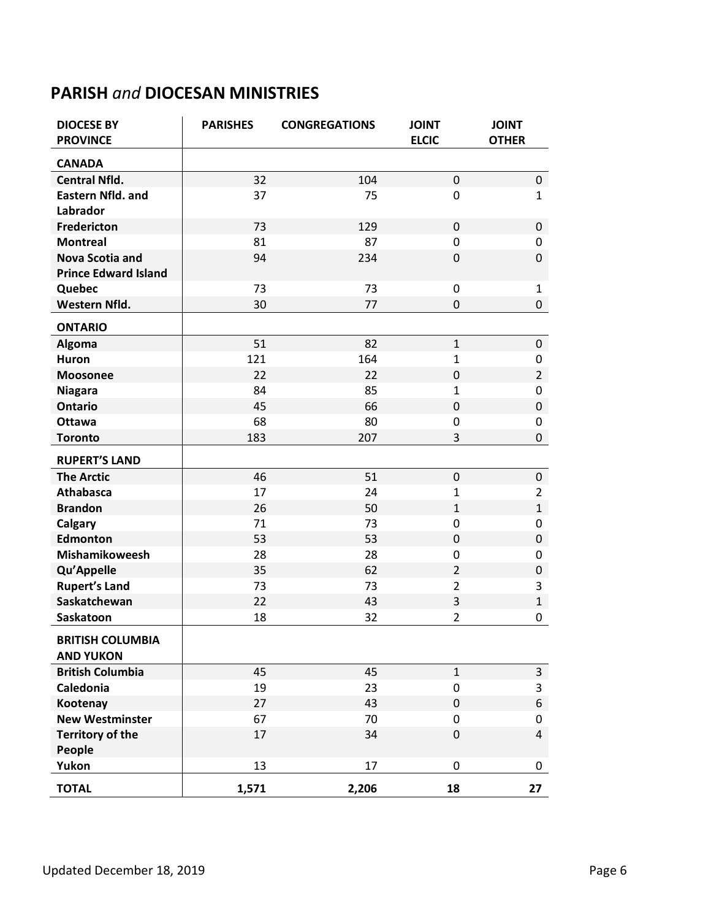## PARISH *and* DIOCESAN MINISTRIES

| DIOCESE BY PROVINCE | PARISHES | CONGREGATIONS | JOINT ELCIC | JOINT OTHER |
|---|---|---|---|---|
| **CANADA** | | | | |
| **Central Nfld.** | 32 | 104 | 0 | 0 |
| **Eastern Nfld. and Labrador** | 37 | 75 | 0 | 1 |
| **Fredericton** | 73 | 129 | 0 | 0 |
| **Montreal** | 81 | 87 | 0 | 0 |
| **Nova Scotia and Prince Edward Island** | 94 | 234 | 0 | 0 |
| **Quebec** | 73 | 73 | 0 | 1 |
| **Western Nfld.** | 30 | 77 | 0 | 0 |
| **ONTARIO** | | | | |
| **Algoma** | 51 | 82 | 1 | 0 |
| **Huron** | 121 | 164 | 1 | 0 |
| **Moosonee** | 22 | 22 | 0 | 2 |
| **Niagara** | 84 | 85 | 1 | 0 |
| **Ontario** | 45 | 66 | 0 | 0 |
| **Ottawa** | 68 | 80 | 0 | 0 |
| **Toronto** | 183 | 207 | 3 | 0 |
| **RUPERT'S LAND** | | | | |
| **The Arctic** | 46 | 51 | 0 | 0 |
| **Athabasca** | 17 | 24 | 1 | 2 |
| **Brandon** | 26 | 50 | 1 | 1 |
| **Calgary** | 71 | 73 | 0 | 0 |
| **Edmonton** | 53 | 53 | 0 | 0 |
| **Mishamikoweesh** | 28 | 28 | 0 | 0 |
| **Qu'Appelle** | 35 | 62 | 2 | 0 |
| **Rupert's Land** | 73 | 73 | 2 | 3 |
| **Saskatchewan** | 22 | 43 | 3 | 1 |
| **Saskatoon** | 18 | 32 | 2 | 0 |
| **BRITISH COLUMBIA AND YUKON** | | | | |
| **British Columbia** | 45 | 45 | 1 | 3 |
| **Caledonia** | 19 | 23 | 0 | 3 |
| **Kootenay** | 27 | 43 | 0 | 6 |
| **New Westminster** | 67 | 70 | 0 | 0 |
| **Territory of the People** | 17 | 34 | 0 | 4 |
| **Yukon** | 13 | 17 | 0 | 0 |
| **TOTAL** | **1,571** | **2,206** | **18** | **27** |

Updated December 18, 2019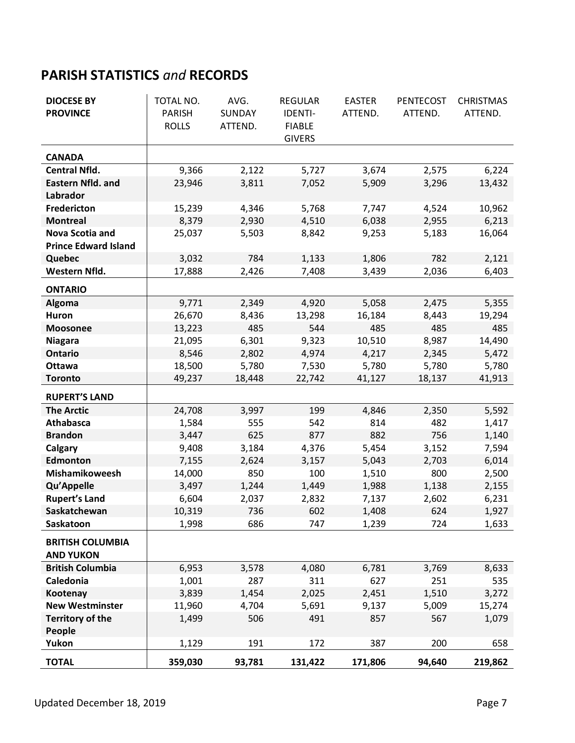## **PARISH STATISTICS** *and* **RECORDS**

| DIOCESE BY PROVINCE | TOTAL NO. PARISH ROLLS | AVG. SUNDAY ATTEND. | REGULAR IDENTI-FIABLE GIVERS | EASTER ATTEND. | PENTECOST ATTEND. | CHRISTMAS ATTEND. |
|---|---|---|---|---|---|---|
| **CANADA** | | | | | | |
| **Central Nfld.** | 9,366 | 2,122 | 5,727 | 3,674 | 2,575 | 6,224 |
| **Eastern Nfld. and Labrador** | 23,946 | 3,811 | 7,052 | 5,909 | 3,296 | 13,432 |
| **Fredericton** | 15,239 | 4,346 | 5,768 | 7,747 | 4,524 | 10,962 |
| **Montreal** | 8,379 | 2,930 | 4,510 | 6,038 | 2,955 | 6,213 |
| **Nova Scotia and Prince Edward Island** | 25,037 | 5,503 | 8,842 | 9,253 | 5,183 | 16,064 |
| **Quebec** | 3,032 | 784 | 1,133 | 1,806 | 782 | 2,121 |
| **Western Nfld.** | 17,888 | 2,426 | 7,408 | 3,439 | 2,036 | 6,403 |
| **ONTARIO** | | | | | | |
| **Algoma** | 9,771 | 2,349 | 4,920 | 5,058 | 2,475 | 5,355 |
| **Huron** | 26,670 | 8,436 | 13,298 | 16,184 | 8,443 | 19,294 |
| **Moosonee** | 13,223 | 485 | 544 | 485 | 485 | 485 |
| **Niagara** | 21,095 | 6,301 | 9,323 | 10,510 | 8,987 | 14,490 |
| **Ontario** | 8,546 | 2,802 | 4,974 | 4,217 | 2,345 | 5,472 |
| **Ottawa** | 18,500 | 5,780 | 7,530 | 5,780 | 5,780 | 5,780 |
| **Toronto** | 49,237 | 18,448 | 22,742 | 41,127 | 18,137 | 41,913 |
| **RUPERT'S LAND** | | | | | | |
| **The Arctic** | 24,708 | 3,997 | 199 | 4,846 | 2,350 | 5,592 |
| **Athabasca** | 1,584 | 555 | 542 | 814 | 482 | 1,417 |
| **Brandon** | 3,447 | 625 | 877 | 882 | 756 | 1,140 |
| **Calgary** | 9,408 | 3,184 | 4,376 | 5,454 | 3,152 | 7,594 |
| **Edmonton** | 7,155 | 2,624 | 3,157 | 5,043 | 2,703 | 6,014 |
| **Mishamikoweesh** | 14,000 | 850 | 100 | 1,510 | 800 | 2,500 |
| **Qu'Appelle** | 3,497 | 1,244 | 1,449 | 1,988 | 1,138 | 2,155 |
| **Rupert's Land** | 6,604 | 2,037 | 2,832 | 7,137 | 2,602 | 6,231 |
| **Saskatchewan** | 10,319 | 736 | 602 | 1,408 | 624 | 1,927 |
| **Saskatoon** | 1,998 | 686 | 747 | 1,239 | 724 | 1,633 |
| **BRITISH COLUMBIA AND YUKON** | | | | | | |
| **British Columbia** | 6,953 | 3,578 | 4,080 | 6,781 | 3,769 | 8,633 |
| **Caledonia** | 1,001 | 287 | 311 | 627 | 251 | 535 |
| **Kootenay** | 3,839 | 1,454 | 2,025 | 2,451 | 1,510 | 3,272 |
| **New Westminster** | 11,960 | 4,704 | 5,691 | 9,137 | 5,009 | 15,274 |
| **Territory of the People** | 1,499 | 506 | 491 | 857 | 567 | 1,079 |
| **Yukon** | 1,129 | 191 | 172 | 387 | 200 | 658 |
| **TOTAL** | **359,030** | **93,781** | **131,422** | **171,806** | **94,640** | **219,862** |

Updated December 18, 2019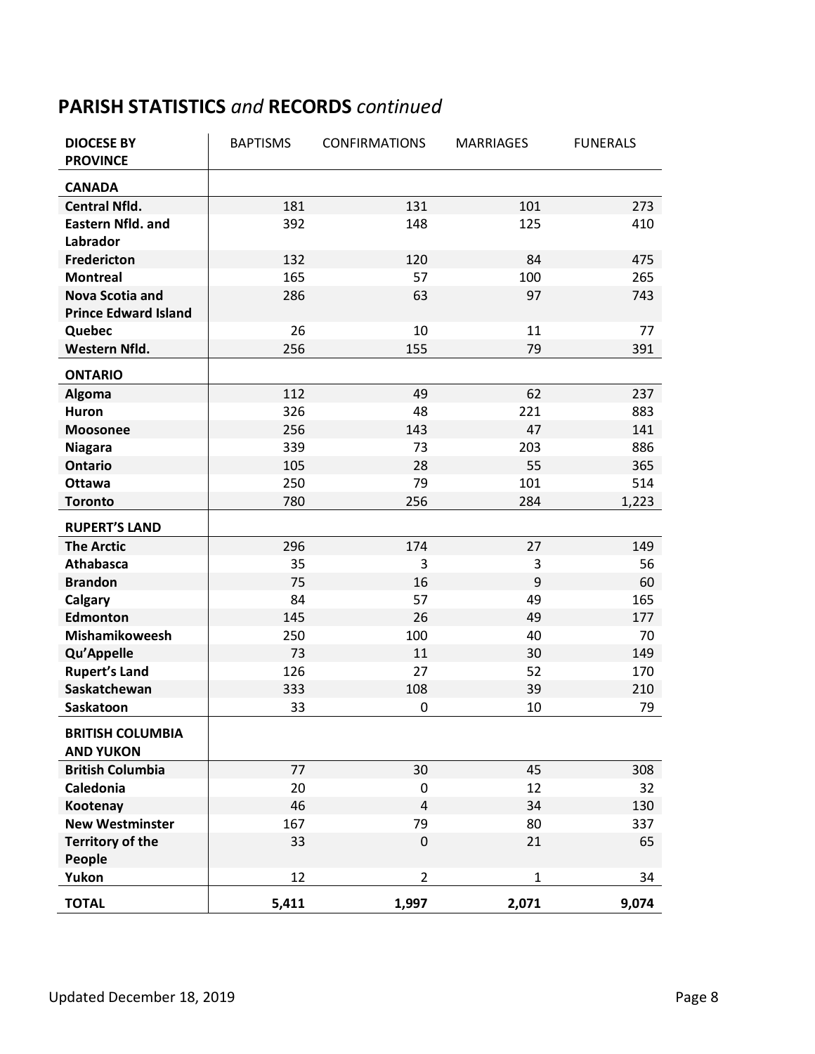## **PARISH STATISTICS** *and* **RECORDS** *continued*

| **DIOCESE BY PROVINCE** | BAPTISMS | CONFIRMATIONS | MARRIAGES | FUNERALS |
|---|---|---|---|---|
| **CANADA** | | | | |
| **Central Nfld.** | 181 | 131 | 101 | 273 |
| **Eastern Nfld. and Labrador** | 392 | 148 | 125 | 410 |
| **Fredericton** | 132 | 120 | 84 | 475 |
| **Montreal** | 165 | 57 | 100 | 265 |
| **Nova Scotia and Prince Edward Island** | 286 | 63 | 97 | 743 |
| **Quebec** | 26 | 10 | 11 | 77 |
| **Western Nfld.** | 256 | 155 | 79 | 391 |
| **ONTARIO** | | | | |
| **Algoma** | 112 | 49 | 62 | 237 |
| **Huron** | 326 | 48 | 221 | 883 |
| **Moosonee** | 256 | 143 | 47 | 141 |
| **Niagara** | 339 | 73 | 203 | 886 |
| **Ontario** | 105 | 28 | 55 | 365 |
| **Ottawa** | 250 | 79 | 101 | 514 |
| **Toronto** | 780 | 256 | 284 | 1,223 |
| **RUPERT'S LAND** | | | | |
| **The Arctic** | 296 | 174 | 27 | 149 |
| **Athabasca** | 35 | 3 | 3 | 56 |
| **Brandon** | 75 | 16 | 9 | 60 |
| **Calgary** | 84 | 57 | 49 | 165 |
| **Edmonton** | 145 | 26 | 49 | 177 |
| **Mishamikoweesh** | 250 | 100 | 40 | 70 |
| **Qu'Appelle** | 73 | 11 | 30 | 149 |
| **Rupert's Land** | 126 | 27 | 52 | 170 |
| **Saskatchewan** | 333 | 108 | 39 | 210 |
| **Saskatoon** | 33 | 0 | 10 | 79 |
| **BRITISH COLUMBIA AND YUKON** | | | | |
| **British Columbia** | 77 | 30 | 45 | 308 |
| **Caledonia** | 20 | 0 | 12 | 32 |
| **Kootenay** | 46 | 4 | 34 | 130 |
| **New Westminster** | 167 | 79 | 80 | 337 |
| **Territory of the People** | 33 | 0 | 21 | 65 |
| **Yukon** | 12 | 2 | 1 | 34 |
| **TOTAL** | **5,411** | **1,997** | **2,071** | **9,074** |

Updated December 18, 2019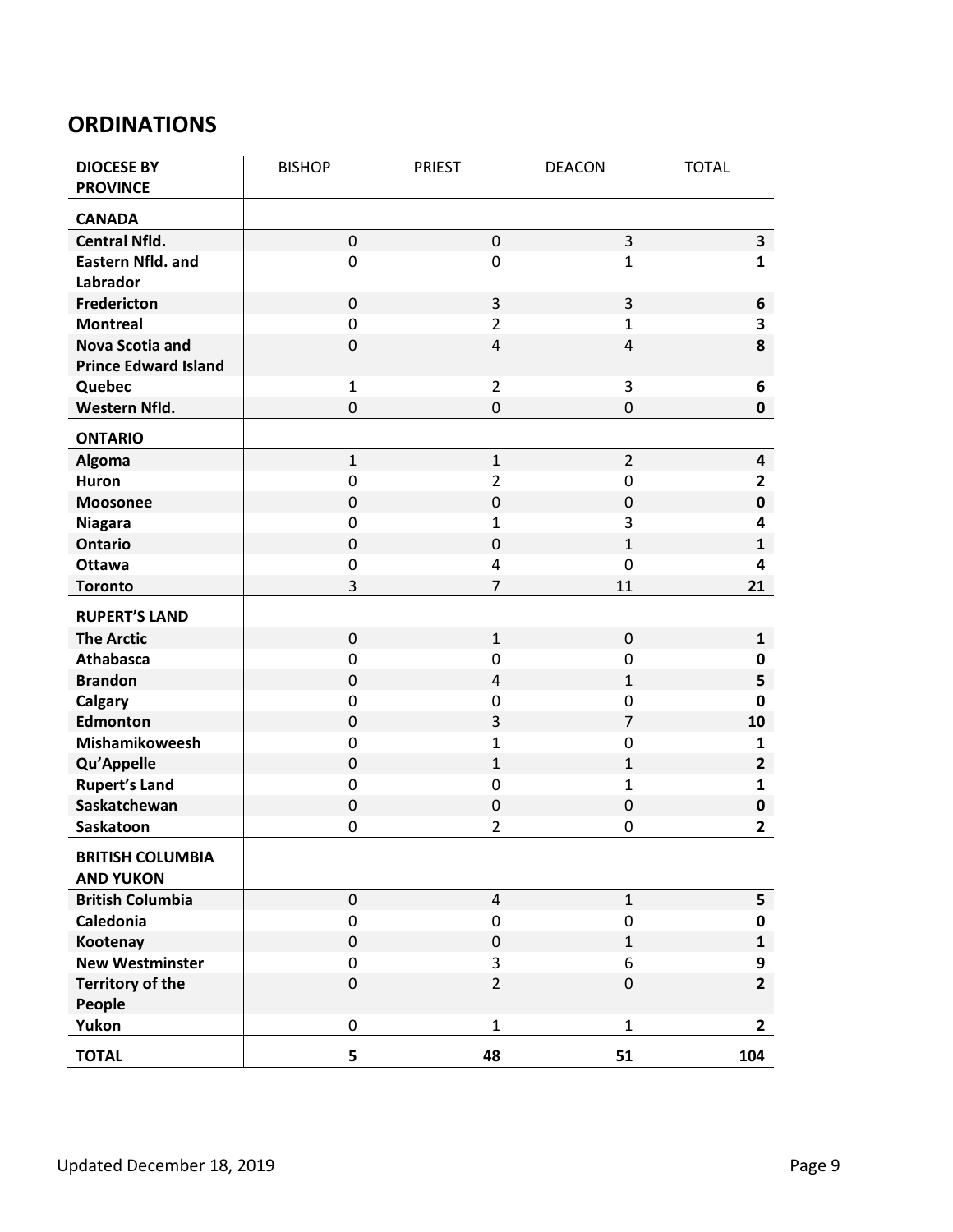## ORDINATIONS

| DIOCESE BY PROVINCE | BISHOP | PRIEST | DEACON | TOTAL |
|---|---|---|---|---|
| **CANADA** | | | | |
| **Central Nfld.** | 0 | 0 | 3 | **3** |
| **Eastern Nfld. and Labrador** | 0 | 0 | 1 | **1** |
| **Fredericton** | 0 | 3 | 3 | **6** |
| **Montreal** | 0 | 2 | 1 | **3** |
| **Nova Scotia and Prince Edward Island** | 0 | 4 | 4 | **8** |
| **Quebec** | 1 | 2 | 3 | **6** |
| **Western Nfld.** | 0 | 0 | 0 | **0** |
| **ONTARIO** | | | | |
| **Algoma** | 1 | 1 | 2 | **4** |
| **Huron** | 0 | 2 | 0 | **2** |
| **Moosonee** | 0 | 0 | 0 | **0** |
| **Niagara** | 0 | 1 | 3 | **4** |
| **Ontario** | 0 | 0 | 1 | **1** |
| **Ottawa** | 0 | 4 | 0 | **4** |
| **Toronto** | 3 | 7 | 11 | **21** |
| **RUPERT'S LAND** | | | | |
| **The Arctic** | 0 | 1 | 0 | **1** |
| **Athabasca** | 0 | 0 | 0 | **0** |
| **Brandon** | 0 | 4 | 1 | **5** |
| **Calgary** | 0 | 0 | 0 | **0** |
| **Edmonton** | 0 | 3 | 7 | **10** |
| **Mishamikoweesh** | 0 | 1 | 0 | **1** |
| **Qu'Appelle** | 0 | 1 | 1 | **2** |
| **Rupert's Land** | 0 | 0 | 1 | **1** |
| **Saskatchewan** | 0 | 0 | 0 | **0** |
| **Saskatoon** | 0 | 2 | 0 | **2** |
| **BRITISH COLUMBIA AND YUKON** | | | | |
| **British Columbia** | 0 | 4 | 1 | **5** |
| **Caledonia** | 0 | 0 | 0 | **0** |
| **Kootenay** | 0 | 0 | 1 | **1** |
| **New Westminster** | 0 | 3 | 6 | **9** |
| **Territory of the People** | 0 | 2 | 0 | **2** |
| **Yukon** | 0 | 1 | 1 | **2** |
| **TOTAL** | **5** | **48** | **51** | **104** |

Updated December 18, 2019